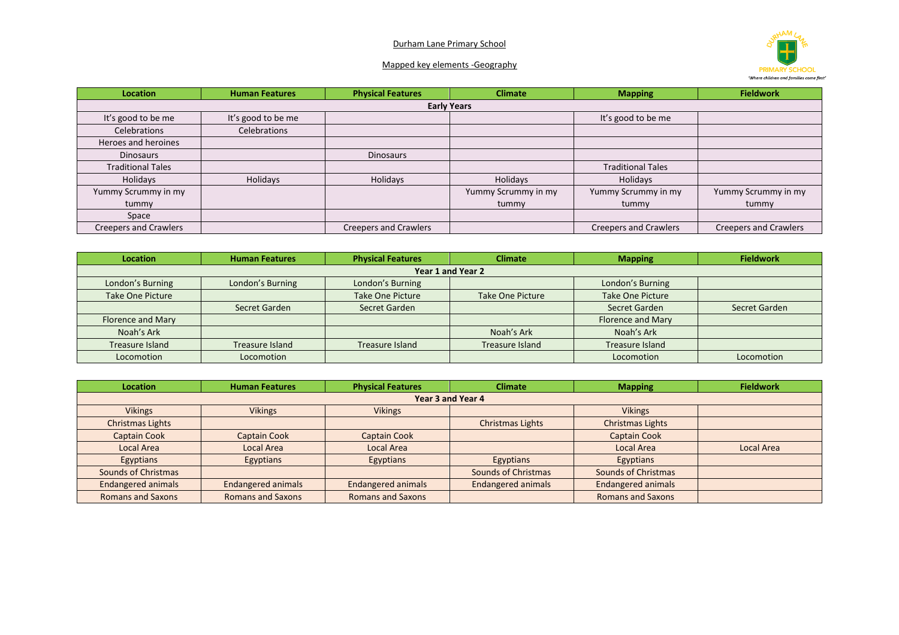Durham Lane Primary School

Mapped key elements -Geography

PRIMARY SCHOOL

'Where children and families come first'

| Location | Human Features | Physical Features | Climate | Mapping | Fieldwork |
|---|---|---|---|---|---|
| **Early Years** | | | | | |
| It's good to be me | It's good to be me | | | It's good to be me | |
| Celebrations | Celebrations | | | | |
| Heroes and heroines | | | | | |
| Dinosaurs | | Dinosaurs | | | |
| Traditional Tales | | | | Traditional Tales | |
| Holidays | Holidays | Holidays | Holidays | Holidays | |
| Yummy Scrummy in my tummy | | | Yummy Scrummy in my tummy | Yummy Scrummy in my tummy | Yummy Scrummy in my tummy |
| Space | | | | | |
| Creepers and Crawlers | | Creepers and Crawlers | | Creepers and Crawlers | Creepers and Crawlers |

| Location | Human Features | Physical Features | Climate | Mapping | Fieldwork |
|---|---|---|---|---|---|
| **Year 1 and Year 2** | | | | | |
| London's Burning | London's Burning | London's Burning | | London's Burning | |
| Take One Picture | | Take One Picture | Take One Picture | Take One Picture | |
| | Secret Garden | Secret Garden | | Secret Garden | Secret Garden |
| Florence and Mary | | | | Florence and Mary | |
| Noah's Ark | | | Noah's Ark | Noah's Ark | |
| Treasure Island | Treasure Island | Treasure Island | Treasure Island | Treasure Island | |
| Locomotion | Locomotion | | | Locomotion | Locomotion |

| Location | Human Features | Physical Features | Climate | Mapping | Fieldwork |
|---|---|---|---|---|---|
| **Year 3 and Year 4** | | | | | |
| Vikings | Vikings | Vikings | | Vikings | |
| Christmas Lights | | | Christmas Lights | Christmas Lights | |
| Captain Cook | Captain Cook | Captain Cook | | Captain Cook | |
| Local Area | Local Area | Local Area | | Local Area | Local Area |
| Egyptians | Egyptians | Egyptians | Egyptians | Egyptians | |
| Sounds of Christmas | | | Sounds of Christmas | Sounds of Christmas | |
| Endangered animals | Endangered animals | Endangered animals | Endangered animals | Endangered animals | |
| Romans and Saxons | Romans and Saxons | Romans and Saxons | | Romans and Saxons | |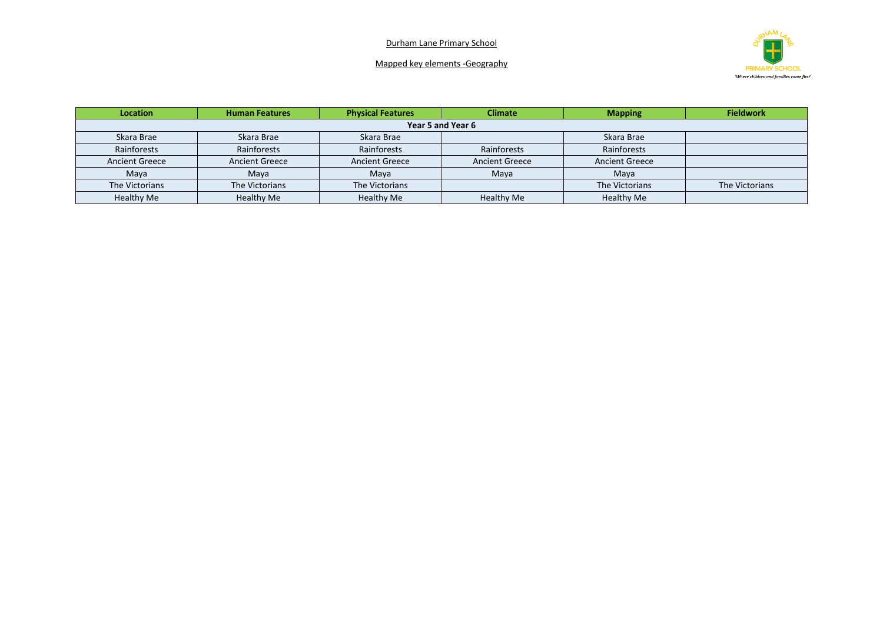Durham Lane Primary School

Mapped key elements -Geography

'Where children and families come first'

| Location | Human Features | Physical Features | Climate | Mapping | Fieldwork |
|---|---|---|---|---|---|
| **Year 5 and Year 6** | | | | | |
| Skara Brae | Skara Brae | Skara Brae | | Skara Brae | |
| Rainforests | Rainforests | Rainforests | Rainforests | Rainforests | |
| Ancient Greece | Ancient Greece | Ancient Greece | Ancient Greece | Ancient Greece | |
| Maya | Maya | Maya | Maya | Maya | |
| The Victorians | The Victorians | The Victorians | | The Victorians | The Victorians |
| Healthy Me | Healthy Me | Healthy Me | Healthy Me | Healthy Me | |